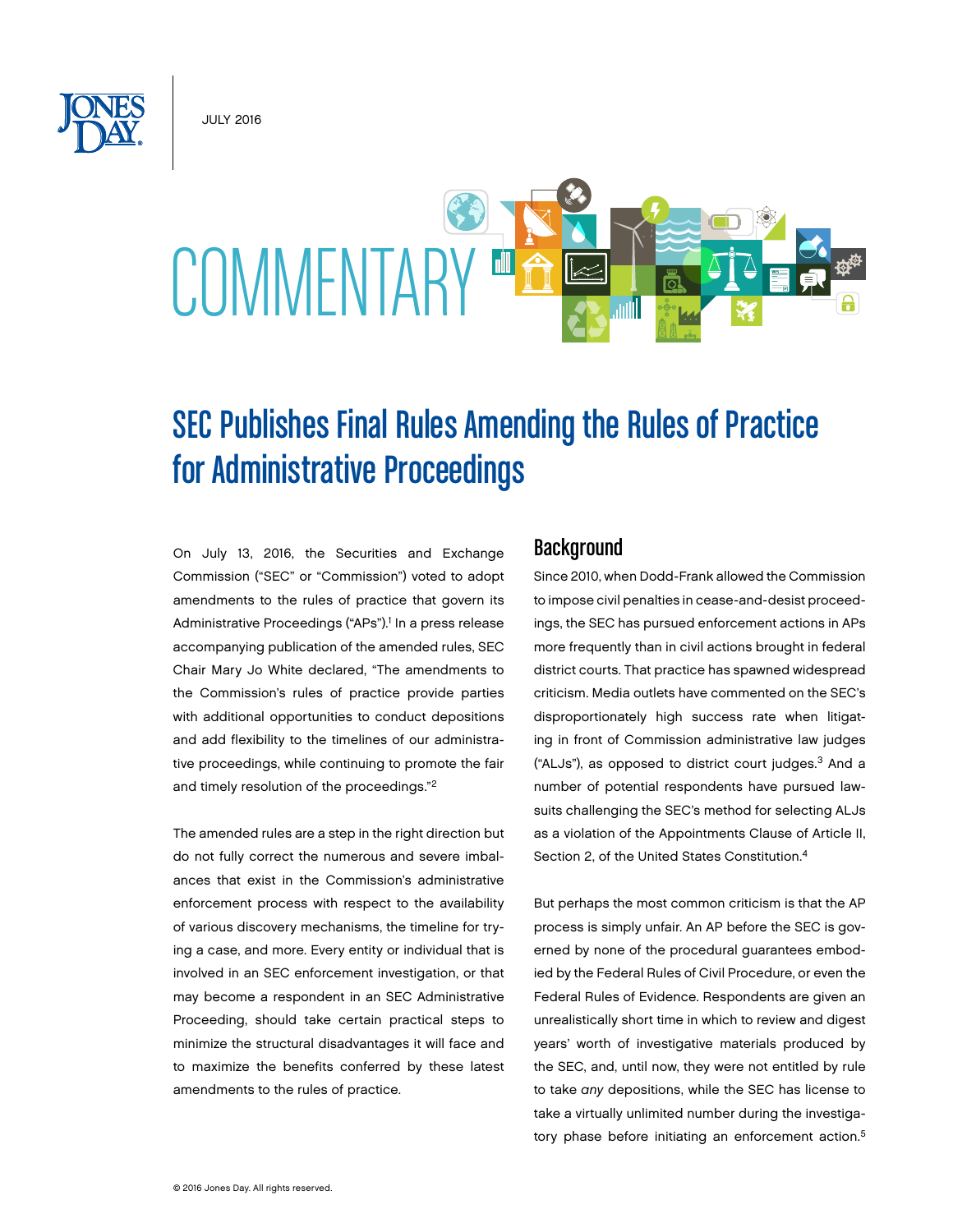JULY 2016

COMMENTARY

# SEC Publishes Final Rules Amending the Rules of Practice for Administrative Proceedings

On July 13, 2016, the Securities and Exchange Commission ("SEC" or "Commission") voted to adopt amendments to the rules of practice that govern its Administrative Proceedings ("APs").[1] In a press release accompanying publication of the amended rules, SEC Chair Mary Jo White declared, "The amendments to the Commission's rules of practice provide parties with additional opportunities to conduct depositions and add flexibility to the timelines of our administrative proceedings, while continuing to promote the fair and timely resolution of the proceedings."[2]

The amended rules are a step in the right direction but do not fully correct the numerous and severe imbalances that exist in the Commission's administrative enforcement process with respect to the availability of various discovery mechanisms, the timeline for trying a case, and more. Every entity or individual that is involved in an SEC enforcement investigation, or that may become a respondent in an SEC Administrative Proceeding, should take certain practical steps to minimize the structural disadvantages it will face and to maximize the benefits conferred by these latest amendments to the rules of practice.

## Background

Since 2010, when Dodd-Frank allowed the Commission to impose civil penalties in cease-and-desist proceedings, the SEC has pursued enforcement actions in APs more frequently than in civil actions brought in federal district courts. That practice has spawned widespread criticism. Media outlets have commented on the SEC's disproportionately high success rate when litigating in front of Commission administrative law judges ("ALJs"), as opposed to district court judges.[3] And a number of potential respondents have pursued lawsuits challenging the SEC's method for selecting ALJs as a violation of the Appointments Clause of Article II, Section 2, of the United States Constitution.[4]

But perhaps the most common criticism is that the AP process is simply unfair. An AP before the SEC is governed by none of the procedural guarantees embodied by the Federal Rules of Civil Procedure, or even the Federal Rules of Evidence. Respondents are given an unrealistically short time in which to review and digest years' worth of investigative materials produced by the SEC, and, until now, they were not entitled by rule to take *any* depositions, while the SEC has license to take a virtually unlimited number during the investigatory phase before initiating an enforcement action.[5]

© 2016 Jones Day. All rights reserved.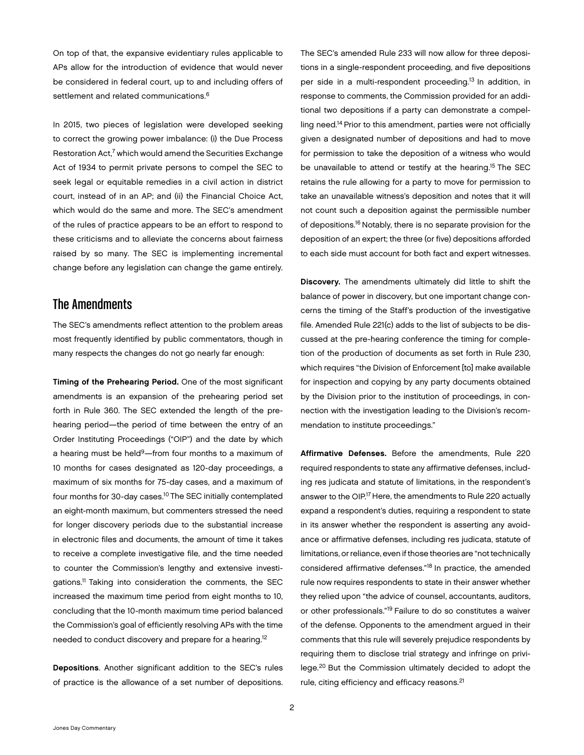On top of that, the expansive evidentiary rules applicable to APs allow for the introduction of evidence that would never be considered in federal court, up to and including offers of settlement and related communications.[6]

In 2015, two pieces of legislation were developed seeking to correct the growing power imbalance: (i) the Due Process Restoration Act,[7] which would amend the Securities Exchange Act of 1934 to permit private persons to compel the SEC to seek legal or equitable remedies in a civil action in district court, instead of in an AP; and (ii) the Financial Choice Act, which would do the same and more. The SEC's amendment of the rules of practice appears to be an effort to respond to these criticisms and to alleviate the concerns about fairness raised by so many. The SEC is implementing incremental change before any legislation can change the game entirely.

## The Amendments

The SEC's amendments reflect attention to the problem areas most frequently identified by public commentators, though in many respects the changes do not go nearly far enough:

**Timing of the Prehearing Period.** One of the most significant amendments is an expansion of the prehearing period set forth in Rule 360. The SEC extended the length of the prehearing period—the period of time between the entry of an Order Instituting Proceedings ("OIP") and the date by which a hearing must be held[9]—from four months to a maximum of 10 months for cases designated as 120-day proceedings, a maximum of six months for 75-day cases, and a maximum of four months for 30-day cases.[10] The SEC initially contemplated an eight-month maximum, but commenters stressed the need for longer discovery periods due to the substantial increase in electronic files and documents, the amount of time it takes to receive a complete investigative file, and the time needed to counter the Commission's lengthy and extensive investigations.[11] Taking into consideration the comments, the SEC increased the maximum time period from eight months to 10, concluding that the 10-month maximum time period balanced the Commission's goal of efficiently resolving APs with the time needed to conduct discovery and prepare for a hearing.[12]

**Depositions**. Another significant addition to the SEC's rules of practice is the allowance of a set number of depositions. The SEC's amended Rule 233 will now allow for three depositions in a single-respondent proceeding, and five depositions per side in a multi-respondent proceeding.[13] In addition, in response to comments, the Commission provided for an additional two depositions if a party can demonstrate a compelling need.[14] Prior to this amendment, parties were not officially given a designated number of depositions and had to move for permission to take the deposition of a witness who would be unavailable to attend or testify at the hearing.[15] The SEC retains the rule allowing for a party to move for permission to take an unavailable witness's deposition and notes that it will not count such a deposition against the permissible number of depositions.[16] Notably, there is no separate provision for the deposition of an expert; the three (or five) depositions afforded to each side must account for both fact and expert witnesses.

**Discovery.** The amendments ultimately did little to shift the balance of power in discovery, but one important change concerns the timing of the Staff's production of the investigative file. Amended Rule 221(c) adds to the list of subjects to be discussed at the pre-hearing conference the timing for completion of the production of documents as set forth in Rule 230, which requires "the Division of Enforcement [to] make available for inspection and copying by any party documents obtained by the Division prior to the institution of proceedings, in connection with the investigation leading to the Division's recommendation to institute proceedings."

**Affirmative Defenses.** Before the amendments, Rule 220 required respondents to state any affirmative defenses, including res judicata and statute of limitations, in the respondent's answer to the OIP.[17] Here, the amendments to Rule 220 actually expand a respondent's duties, requiring a respondent to state in its answer whether the respondent is asserting any avoidance or affirmative defenses, including res judicata, statute of limitations, or reliance, even if those theories are "not technically considered affirmative defenses."[18] In practice, the amended rule now requires respondents to state in their answer whether they relied upon "the advice of counsel, accountants, auditors, or other professionals."[19] Failure to do so constitutes a waiver of the defense. Opponents to the amendment argued in their comments that this rule will severely prejudice respondents by requiring them to disclose trial strategy and infringe on privilege.[20] But the Commission ultimately decided to adopt the rule, citing efficiency and efficacy reasons.[21]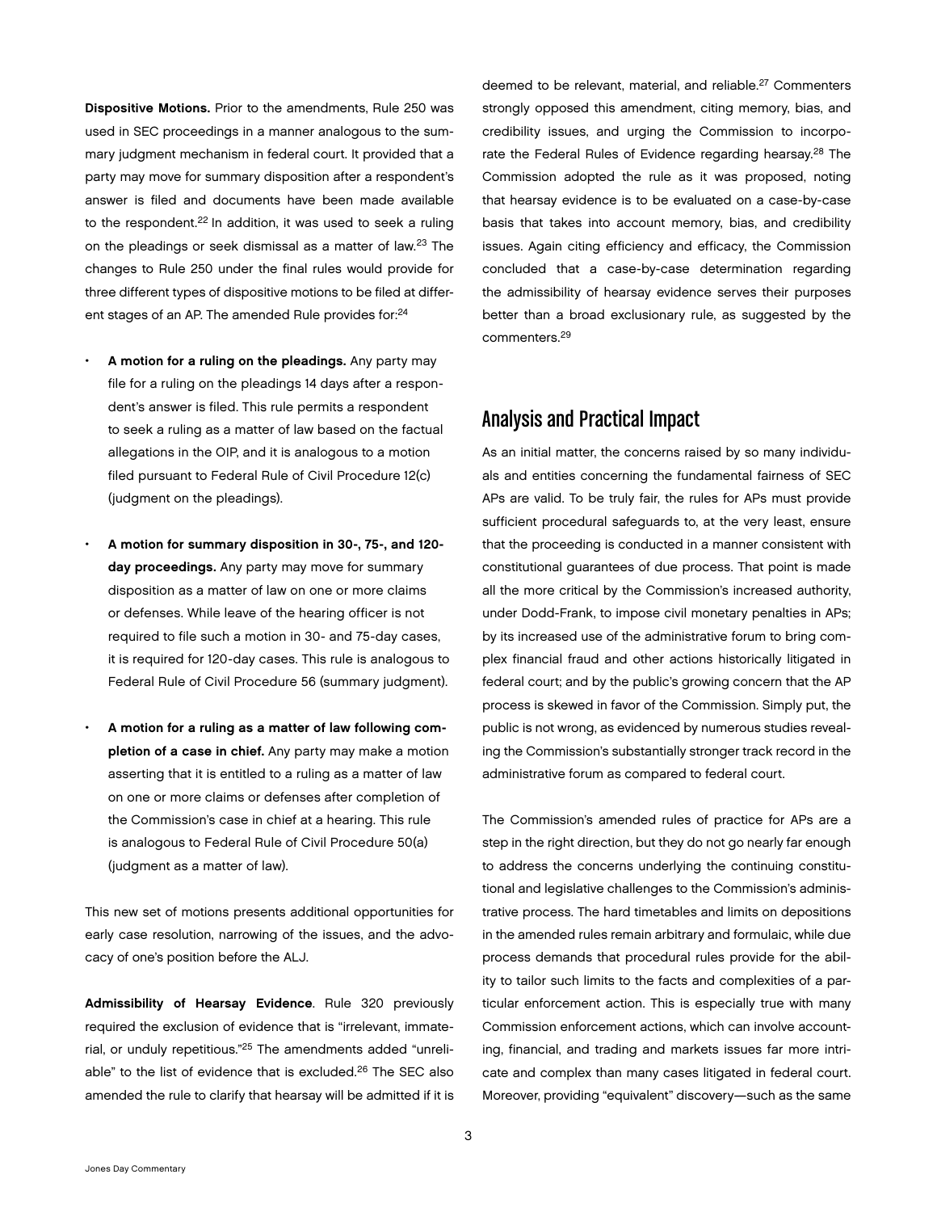**Dispositive Motions.** Prior to the amendments, Rule 250 was used in SEC proceedings in a manner analogous to the summary judgment mechanism in federal court. It provided that a party may move for summary disposition after a respondent's answer is filed and documents have been made available to the respondent.[22] In addition, it was used to seek a ruling on the pleadings or seek dismissal as a matter of law.[23] The changes to Rule 250 under the final rules would provide for three different types of dispositive motions to be filed at different stages of an AP. The amended Rule provides for:[24]

- **A motion for a ruling on the pleadings.** Any party may file for a ruling on the pleadings 14 days after a respondent's answer is filed. This rule permits a respondent to seek a ruling as a matter of law based on the factual allegations in the OIP, and it is analogous to a motion filed pursuant to Federal Rule of Civil Procedure 12(c) (judgment on the pleadings).
- **A motion for summary disposition in 30-, 75-, and 120-day proceedings.** Any party may move for summary disposition as a matter of law on one or more claims or defenses. While leave of the hearing officer is not required to file such a motion in 30- and 75-day cases, it is required for 120-day cases. This rule is analogous to Federal Rule of Civil Procedure 56 (summary judgment).
- **A motion for a ruling as a matter of law following completion of a case in chief.** Any party may make a motion asserting that it is entitled to a ruling as a matter of law on one or more claims or defenses after completion of the Commission's case in chief at a hearing. This rule is analogous to Federal Rule of Civil Procedure 50(a) (judgment as a matter of law).

This new set of motions presents additional opportunities for early case resolution, narrowing of the issues, and the advocacy of one's position before the ALJ.

**Admissibility of Hearsay Evidence**. Rule 320 previously required the exclusion of evidence that is "irrelevant, immaterial, or unduly repetitious."[25] The amendments added "unreliable" to the list of evidence that is excluded.[26] The SEC also amended the rule to clarify that hearsay will be admitted if it is deemed to be relevant, material, and reliable.[27] Commenters strongly opposed this amendment, citing memory, bias, and credibility issues, and urging the Commission to incorporate the Federal Rules of Evidence regarding hearsay.[28] The Commission adopted the rule as it was proposed, noting that hearsay evidence is to be evaluated on a case-by-case basis that takes into account memory, bias, and credibility issues. Again citing efficiency and efficacy, the Commission concluded that a case-by-case determination regarding the admissibility of hearsay evidence serves their purposes better than a broad exclusionary rule, as suggested by the commenters.[29]

## Analysis and Practical Impact

As an initial matter, the concerns raised by so many individuals and entities concerning the fundamental fairness of SEC APs are valid. To be truly fair, the rules for APs must provide sufficient procedural safeguards to, at the very least, ensure that the proceeding is conducted in a manner consistent with constitutional guarantees of due process. That point is made all the more critical by the Commission's increased authority, under Dodd-Frank, to impose civil monetary penalties in APs; by its increased use of the administrative forum to bring complex financial fraud and other actions historically litigated in federal court; and by the public's growing concern that the AP process is skewed in favor of the Commission. Simply put, the public is not wrong, as evidenced by numerous studies revealing the Commission's substantially stronger track record in the administrative forum as compared to federal court.

The Commission's amended rules of practice for APs are a step in the right direction, but they do not go nearly far enough to address the concerns underlying the continuing constitutional and legislative challenges to the Commission's administrative process. The hard timetables and limits on depositions in the amended rules remain arbitrary and formulaic, while due process demands that procedural rules provide for the ability to tailor such limits to the facts and complexities of a particular enforcement action. This is especially true with many Commission enforcement actions, which can involve accounting, financial, and trading and markets issues far more intricate and complex than many cases litigated in federal court. Moreover, providing "equivalent" discovery—such as the same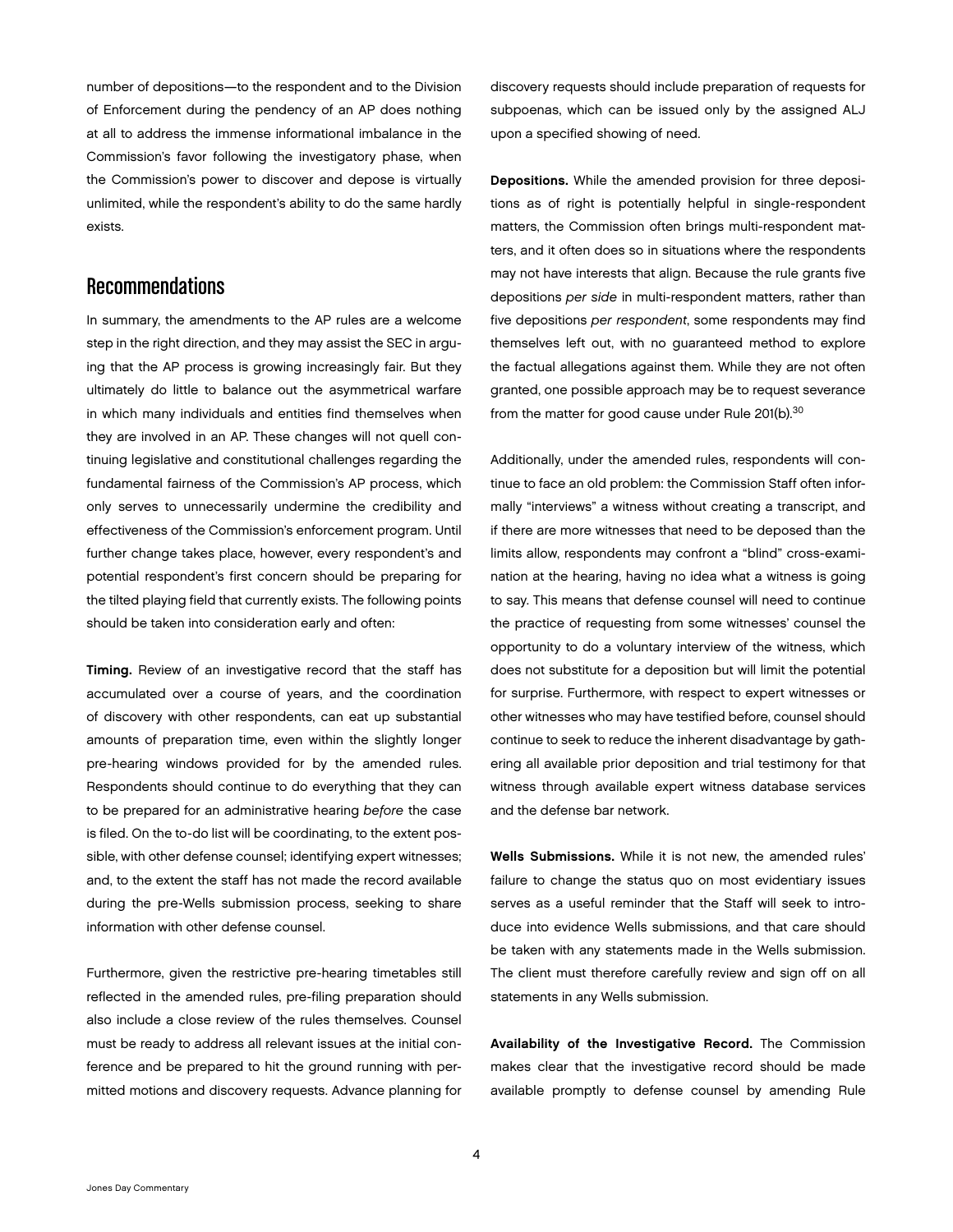number of depositions—to the respondent and to the Division of Enforcement during the pendency of an AP does nothing at all to address the immense informational imbalance in the Commission's favor following the investigatory phase, when the Commission's power to discover and depose is virtually unlimited, while the respondent's ability to do the same hardly exists.

## Recommendations

In summary, the amendments to the AP rules are a welcome step in the right direction, and they may assist the SEC in arguing that the AP process is growing increasingly fair. But they ultimately do little to balance out the asymmetrical warfare in which many individuals and entities find themselves when they are involved in an AP. These changes will not quell continuing legislative and constitutional challenges regarding the fundamental fairness of the Commission's AP process, which only serves to unnecessarily undermine the credibility and effectiveness of the Commission's enforcement program. Until further change takes place, however, every respondent's and potential respondent's first concern should be preparing for the tilted playing field that currently exists. The following points should be taken into consideration early and often:

**Timing.** Review of an investigative record that the staff has accumulated over a course of years, and the coordination of discovery with other respondents, can eat up substantial amounts of preparation time, even within the slightly longer pre-hearing windows provided for by the amended rules. Respondents should continue to do everything that they can to be prepared for an administrative hearing *before* the case is filed. On the to-do list will be coordinating, to the extent possible, with other defense counsel; identifying expert witnesses; and, to the extent the staff has not made the record available during the pre-Wells submission process, seeking to share information with other defense counsel.

Furthermore, given the restrictive pre-hearing timetables still reflected in the amended rules, pre-filing preparation should also include a close review of the rules themselves. Counsel must be ready to address all relevant issues at the initial conference and be prepared to hit the ground running with permitted motions and discovery requests. Advance planning for discovery requests should include preparation of requests for subpoenas, which can be issued only by the assigned ALJ upon a specified showing of need.

**Depositions.** While the amended provision for three depositions as of right is potentially helpful in single-respondent matters, the Commission often brings multi-respondent matters, and it often does so in situations where the respondents may not have interests that align. Because the rule grants five depositions *per side* in multi-respondent matters, rather than five depositions *per respondent*, some respondents may find themselves left out, with no guaranteed method to explore the factual allegations against them. While they are not often granted, one possible approach may be to request severance from the matter for good cause under Rule 201(b).[30]

Additionally, under the amended rules, respondents will continue to face an old problem: the Commission Staff often informally "interviews" a witness without creating a transcript, and if there are more witnesses that need to be deposed than the limits allow, respondents may confront a "blind" cross-examination at the hearing, having no idea what a witness is going to say. This means that defense counsel will need to continue the practice of requesting from some witnesses' counsel the opportunity to do a voluntary interview of the witness, which does not substitute for a deposition but will limit the potential for surprise. Furthermore, with respect to expert witnesses or other witnesses who may have testified before, counsel should continue to seek to reduce the inherent disadvantage by gathering all available prior deposition and trial testimony for that witness through available expert witness database services and the defense bar network.

**Wells Submissions.** While it is not new, the amended rules' failure to change the status quo on most evidentiary issues serves as a useful reminder that the Staff will seek to introduce into evidence Wells submissions, and that care should be taken with any statements made in the Wells submission. The client must therefore carefully review and sign off on all statements in any Wells submission.

**Availability of the Investigative Record.** The Commission makes clear that the investigative record should be made available promptly to defense counsel by amending Rule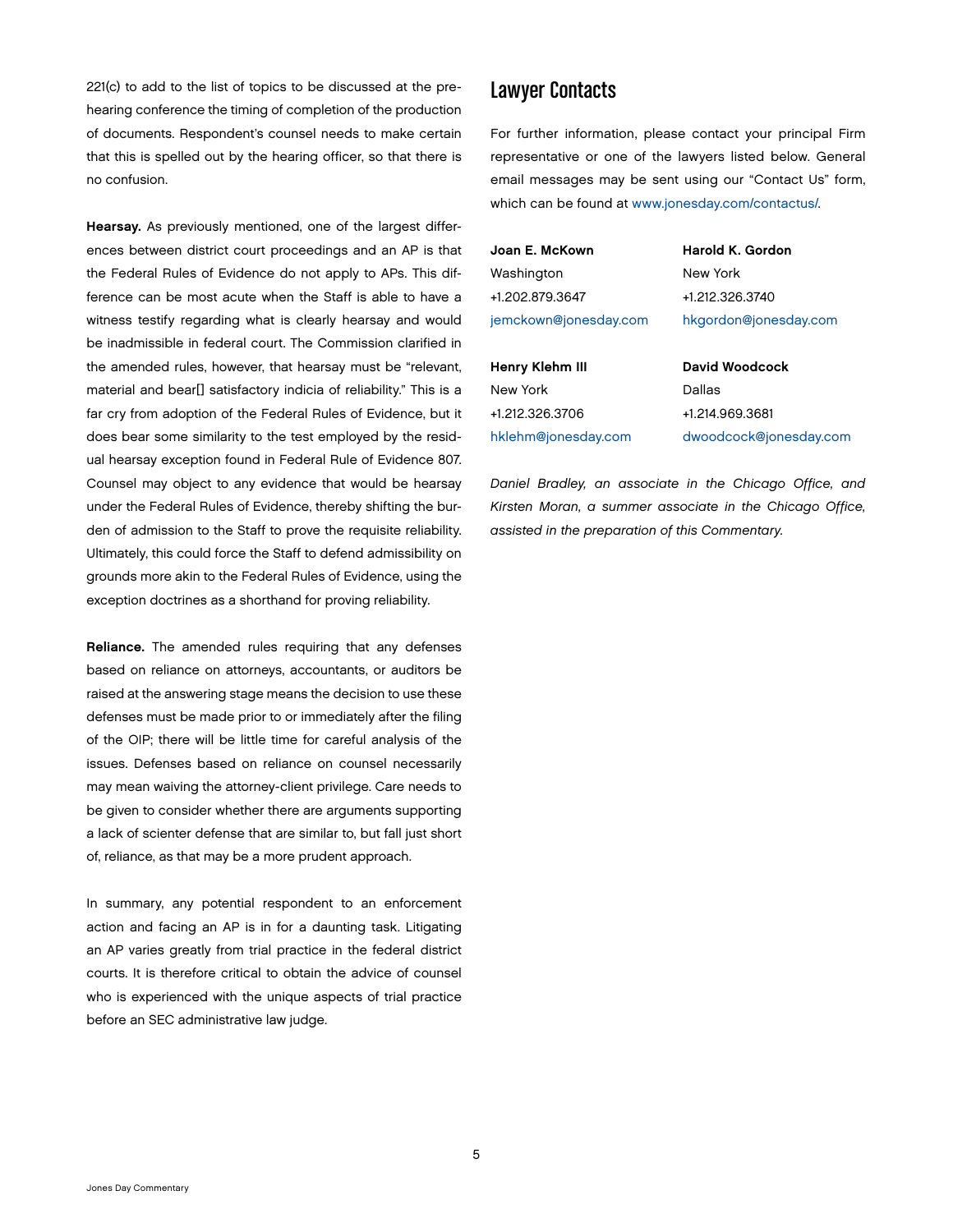221(c) to add to the list of topics to be discussed at the pre-hearing conference the timing of completion of the production of documents. Respondent's counsel needs to make certain that this is spelled out by the hearing officer, so that there is no confusion.

**Hearsay.** As previously mentioned, one of the largest differences between district court proceedings and an AP is that the Federal Rules of Evidence do not apply to APs. This difference can be most acute when the Staff is able to have a witness testify regarding what is clearly hearsay and would be inadmissible in federal court. The Commission clarified in the amended rules, however, that hearsay must be "relevant, material and bear[] satisfactory indicia of reliability." This is a far cry from adoption of the Federal Rules of Evidence, but it does bear some similarity to the test employed by the residual hearsay exception found in Federal Rule of Evidence 807. Counsel may object to any evidence that would be hearsay under the Federal Rules of Evidence, thereby shifting the burden of admission to the Staff to prove the requisite reliability. Ultimately, this could force the Staff to defend admissibility on grounds more akin to the Federal Rules of Evidence, using the exception doctrines as a shorthand for proving reliability.

**Reliance.** The amended rules requiring that any defenses based on reliance on attorneys, accountants, or auditors be raised at the answering stage means the decision to use these defenses must be made prior to or immediately after the filing of the OIP; there will be little time for careful analysis of the issues. Defenses based on reliance on counsel necessarily may mean waiving the attorney-client privilege. Care needs to be given to consider whether there are arguments supporting a lack of scienter defense that are similar to, but fall just short of, reliance, as that may be a more prudent approach.

In summary, any potential respondent to an enforcement action and facing an AP is in for a daunting task. Litigating an AP varies greatly from trial practice in the federal district courts. It is therefore critical to obtain the advice of counsel who is experienced with the unique aspects of trial practice before an SEC administrative law judge.

## Lawyer Contacts

For further information, please contact your principal Firm representative or one of the lawyers listed below. General email messages may be sent using our "Contact Us" form, which can be found at www.jonesday.com/contactus/.

**Joan E. McKown**
Washington
+1.202.879.3647
jemckown@jonesday.com

**Harold K. Gordon**
New York
+1.212.326.3740
hkgordon@jonesday.com

**Henry Klehm III**
New York
+1.212.326.3706
hklehm@jonesday.com

**David Woodcock**
Dallas
+1.214.969.3681
dwoodcock@jonesday.com

*Daniel Bradley, an associate in the Chicago Office, and Kirsten Moran, a summer associate in the Chicago Office, assisted in the preparation of this Commentary.*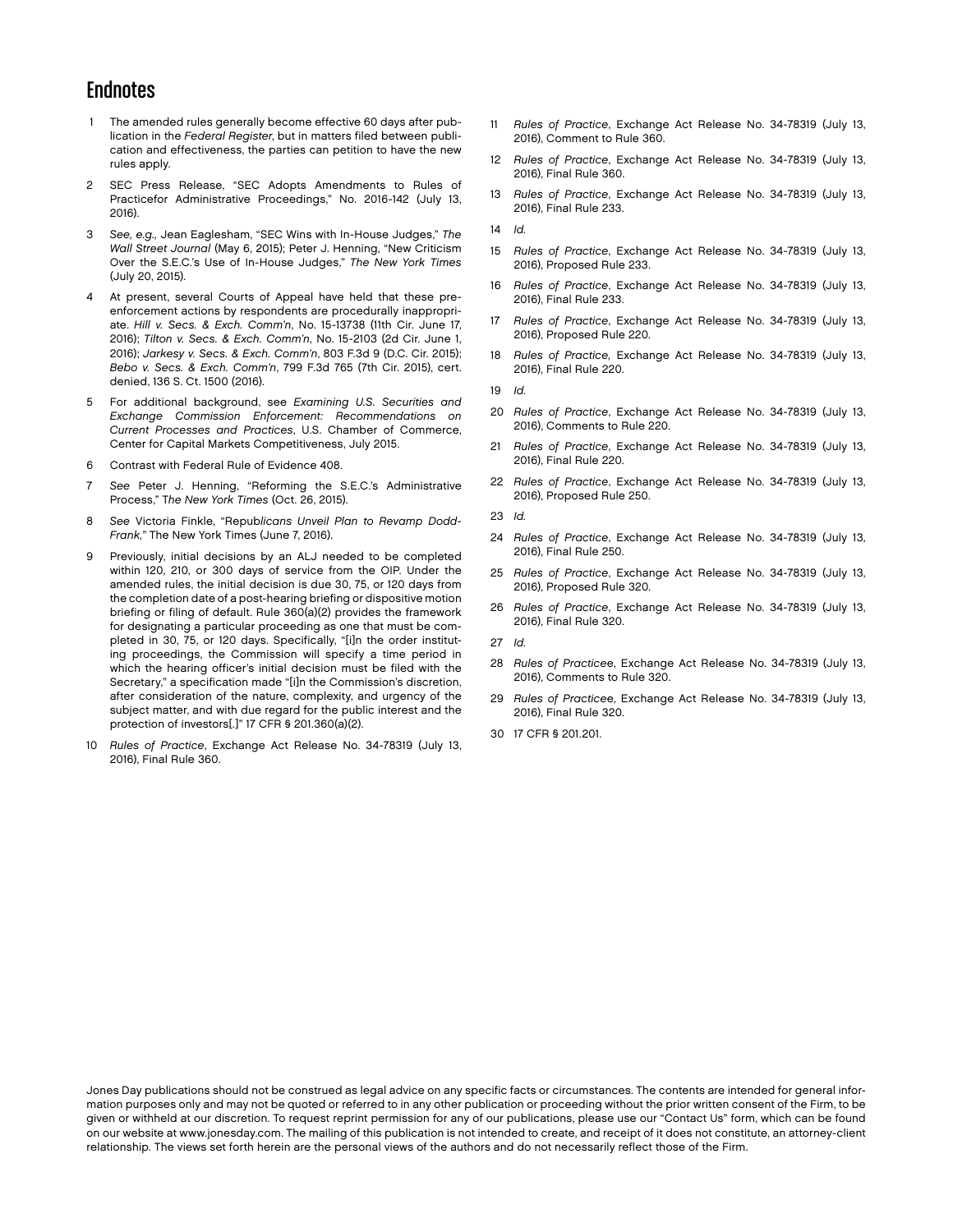## Endnotes

1. The amended rules generally become effective 60 days after publication in the *Federal Register*, but in matters filed between publication and effectiveness, the parties can petition to have the new rules apply.

2. SEC Press Release, "SEC Adopts Amendments to Rules of Practicefor Administrative Proceedings," No. 2016-142 (July 13, 2016).

3. *See, e.g.*, Jean Eaglesham, "SEC Wins with In-House Judges," *The Wall Street Journal* (May 6, 2015); Peter J. Henning, "New Criticism Over the S.E.C.'s Use of In-House Judges," *The New York Times* (July 20, 2015).

4. At present, several Courts of Appeal have held that these pre-enforcement actions by respondents are procedurally inappropriate. *Hill v. Secs. & Exch. Comm'n*, No. 15-13738 (11th Cir. June 17, 2016); *Tilton v. Secs. & Exch. Comm'n*, No. 15-2103 (2d Cir. June 1, 2016); *Jarkesy v. Secs. & Exch. Comm'n*, 803 F.3d 9 (D.C. Cir. 2015); *Bebo v. Secs. & Exch. Comm'n*, 799 F.3d 765 (7th Cir. 2015), cert. denied, 136 S. Ct. 1500 (2016).

5. For additional background, see *Examining U.S. Securities and Exchange Commission Enforcement: Recommendations on Current Processes and Practices*, U.S. Chamber of Commerce, Center for Capital Markets Competitiveness, July 2015.

6. Contrast with Federal Rule of Evidence 408.

7. *See* Peter J. Henning, "Reforming the S.E.C.'s Administrative Process," T*he New York Times* (Oct. 26, 2015).

8. *See* Victoria Finkle, "Repub*licans Unveil Plan to Revamp Dodd-Frank,*" The New York Times (June 7, 2016).

9. Previously, initial decisions by an ALJ needed to be completed within 120, 210, or 300 days of service from the OIP. Under the amended rules, the initial decision is due 30, 75, or 120 days from the completion date of a post-hearing briefing or dispositive motion briefing or filing of default. Rule 360(a)(2) provides the framework for designating a particular proceeding as one that must be completed in 30, 75, or 120 days. Specifically, "[i]n the order instituting proceedings, the Commission will specify a time period in which the hearing officer's initial decision must be filed with the Secretary," a specification made "[i]n the Commission's discretion, after consideration of the nature, complexity, and urgency of the subject matter, and with due regard for the public interest and the protection of investors[.]" 17 CFR § 201.360(a)(2).

10. *Rules of Practice*, Exchange Act Release No. 34-78319 (July 13, 2016), Final Rule 360.

11. *Rules of Practice*, Exchange Act Release No. 34-78319 (July 13, 2016), Comment to Rule 360.

12. *Rules of Practice*, Exchange Act Release No. 34-78319 (July 13, 2016), Final Rule 360.

13. *Rules of Practice*, Exchange Act Release No. 34-78319 (July 13, 2016), Final Rule 233.

14. *Id.*

15. *Rules of Practice*, Exchange Act Release No. 34-78319 (July 13, 2016), Proposed Rule 233.

16. *Rules of Practice*, Exchange Act Release No. 34-78319 (July 13, 2016), Final Rule 233.

17. *Rules of Practice*, Exchange Act Release No. 34-78319 (July 13, 2016), Proposed Rule 220.

18. *Rules of Practice*, Exchange Act Release No. 34-78319 (July 13, 2016), Final Rule 220.

19. *Id.*

20. *Rules of Practice*, Exchange Act Release No. 34-78319 (July 13, 2016), Comments to Rule 220.

21. *Rules of Practice*, Exchange Act Release No. 34-78319 (July 13, 2016), Final Rule 220.

22. *Rules of Practice*, Exchange Act Release No. 34-78319 (July 13, 2016), Proposed Rule 250.

23. *Id.*

24. *Rules of Practice*, Exchange Act Release No. 34-78319 (July 13, 2016), Final Rule 250.

25. *Rules of Practice*, Exchange Act Release No. 34-78319 (July 13, 2016), Proposed Rule 320.

26. *Rules of Practice*, Exchange Act Release No. 34-78319 (July 13, 2016), Final Rule 320.

27. *Id.*

28. *Rules of Practicee*, Exchange Act Release No. 34-78319 (July 13, 2016), Comments to Rule 320.

29. *Rules of Practicee*, Exchange Act Release No. 34-78319 (July 13, 2016), Final Rule 320.

30. 17 CFR § 201.201.

Jones Day publications should not be construed as legal advice on any specific facts or circumstances. The contents are intended for general information purposes only and may not be quoted or referred to in any other publication or proceeding without the prior written consent of the Firm, to be given or withheld at our discretion. To request reprint permission for any of our publications, please use our "Contact Us" form, which can be found on our website at www.jonesday.com. The mailing of this publication is not intended to create, and receipt of it does not constitute, an attorney-client relationship. The views set forth herein are the personal views of the authors and do not necessarily reflect those of the Firm.